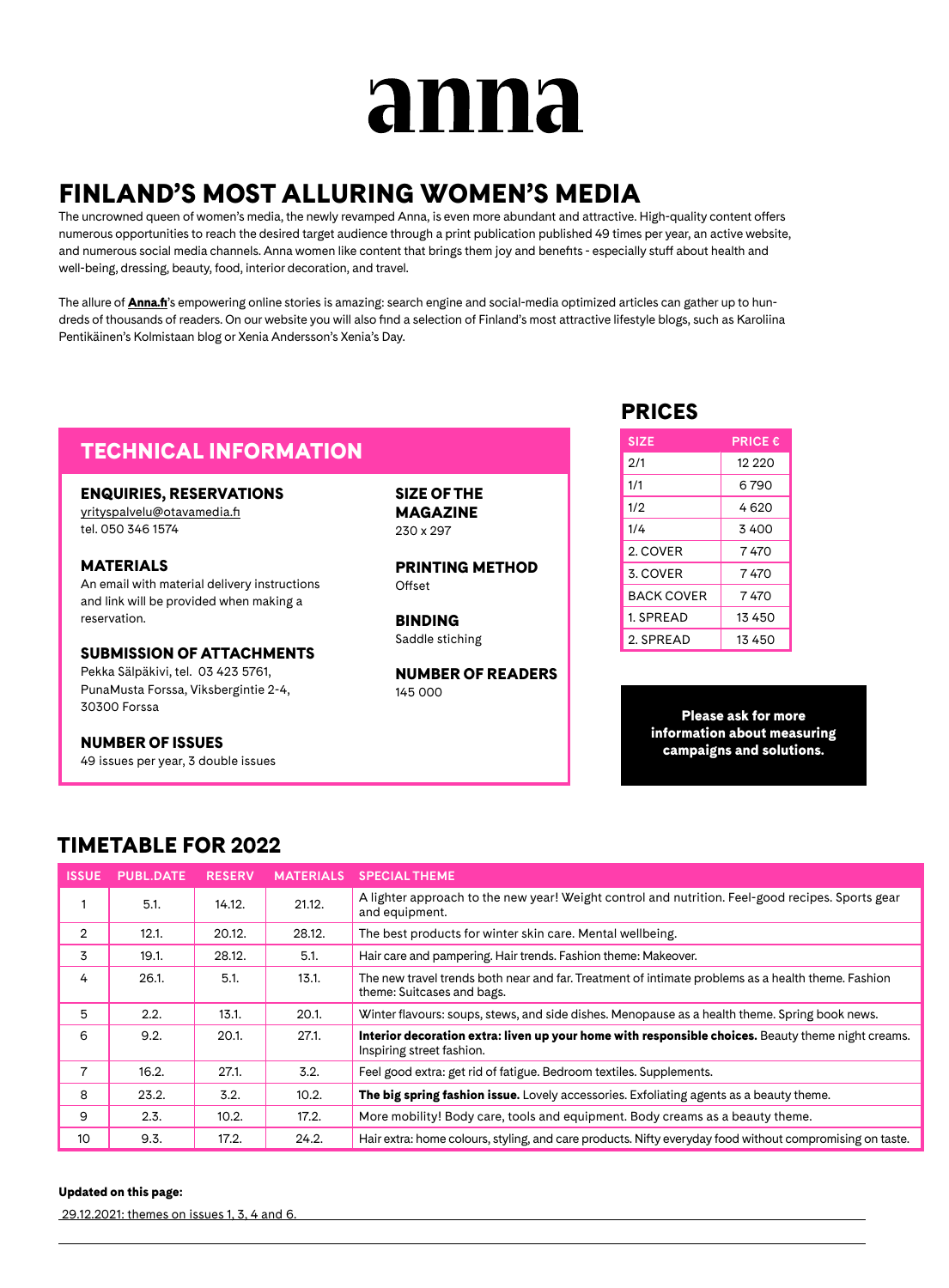# anna

## FINLAND'S MOST ALLURING WOMEN'S MEDIA

The uncrowned queen of women's media, the newly revamped Anna, is even more abundant and attractive. High-quality content offers numerous opportunities to reach the desired target audience through a print publication published 49 times per year, an active website, and numerous social media channels. Anna women like content that brings them joy and benefits - especially stuff about health and well-being, dressing, beauty, food, interior decoration, and travel.

The allure of **Anna.fi**'s empowering online stories is amazing: search engine and social-media optimized articles can gather up to hundreds of thousands of readers. On our website you will also find a selection of Finland's most attractive lifestyle blogs, such as Karoliina Pentikäinen's Kolmistaan blog or Xenia Andersson's Xenia's Day.

## TECHNICAL INFORMATION

### ENQUIRIES, RESERVATIONS
yrityspalvelu@otavamedia.fi
tel. 050 346 1574

### MATERIALS
An email with material delivery instructions and link will be provided when making a reservation.

### SUBMISSION OF ATTACHMENTS
Pekka Sälpäkivi, tel. 03 423 5761,
PunaMusta Forssa, Viksbergintie 2-4,
30300 Forssa

### NUMBER OF ISSUES
49 issues per year, 3 double issues

### SIZE OF THE MAGAZINE
230 x 297

### PRINTING METHOD
Offset

### BINDING
Saddle stiching

### NUMBER OF READERS
145 000

## PRICES

| SIZE | PRICE € |
|---|---|
| 2/1 | 12 220 |
| 1/1 | 6 790 |
| 1/2 | 4 620 |
| 1/4 | 3 400 |
| 2. COVER | 7 470 |
| 3. COVER | 7 470 |
| BACK COVER | 7 470 |
| 1. SPREAD | 13 450 |
| 2. SPREAD | 13 450 |

**Please ask for more information about measuring campaigns and solutions.**

## TIMETABLE FOR 2022

| ISSUE | PUBL.DATE | RESERV | MATERIALS | SPECIAL THEME |
|---|---|---|---|---|
| 1 | 5.1. | 14.12. | 21.12. | A lighter approach to the new year! Weight control and nutrition. Feel-good recipes. Sports gear and equipment. |
| 2 | 12.1. | 20.12. | 28.12. | The best products for winter skin care. Mental wellbeing. |
| 3 | 19.1. | 28.12. | 5.1. | Hair care and pampering. Hair trends. Fashion theme: Makeover. |
| 4 | 26.1. | 5.1. | 13.1. | The new travel trends both near and far. Treatment of intimate problems as a health theme. Fashion theme: Suitcases and bags. |
| 5 | 2.2. | 13.1. | 20.1. | Winter flavours: soups, stews, and side dishes. Menopause as a health theme. Spring book news. |
| 6 | 9.2. | 20.1. | 27.1. | **Interior decoration extra: liven up your home with responsible choices.** Beauty theme night creams. Inspiring street fashion. |
| 7 | 16.2. | 27.1. | 3.2. | Feel good extra: get rid of fatigue. Bedroom textiles. Supplements. |
| 8 | 23.2. | 3.2. | 10.2. | **The big spring fashion issue.** Lovely accessories. Exfoliating agents as a beauty theme. |
| 9 | 2.3. | 10.2. | 17.2. | More mobility! Body care, tools and equipment. Body creams as a beauty theme. |
| 10 | 9.3. | 17.2. | 24.2. | Hair extra: home colours, styling, and care products. Nifty everyday food without compromising on taste. |

**Updated on this page:**

29.12.2021: themes on issues 1, 3, 4 and 6.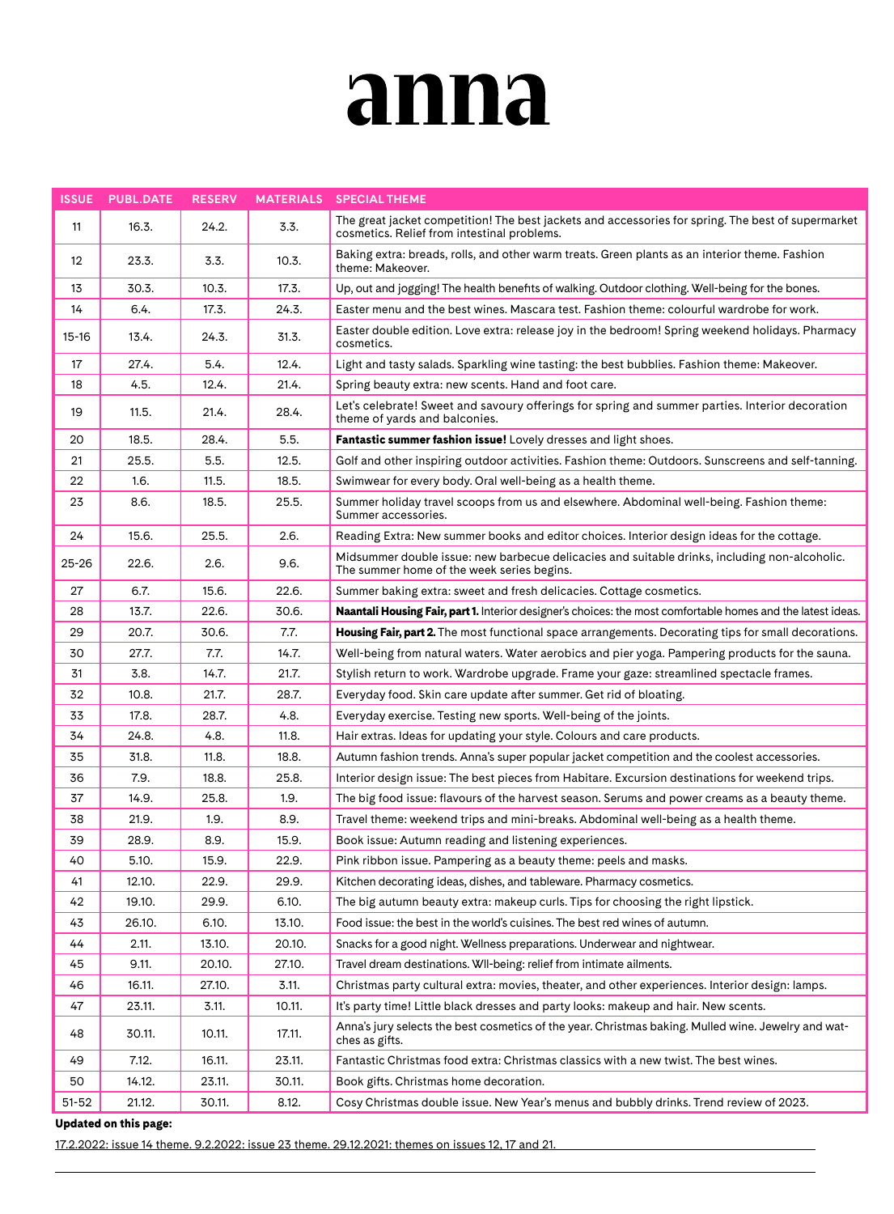# anna

| ISSUE | PUBL.DATE | RESERV | MATERIALS | SPECIAL THEME |
|---|---|---|---|---|
| 11 | 16.3. | 24.2. | 3.3. | The great jacket competition! The best jackets and accessories for spring. The best of supermarket cosmetics. Relief from intestinal problems. |
| 12 | 23.3. | 3.3. | 10.3. | Baking extra: breads, rolls, and other warm treats. Green plants as an interior theme. Fashion theme: Makeover. |
| 13 | 30.3. | 10.3. | 17.3. | Up, out and jogging! The health benefits of walking. Outdoor clothing. Well-being for the bones. |
| 14 | 6.4. | 17.3. | 24.3. | Easter menu and the best wines. Mascara test. Fashion theme: colourful wardrobe for work. |
| 15-16 | 13.4. | 24.3. | 31.3. | Easter double edition. Love extra: release joy in the bedroom! Spring weekend holidays. Pharmacy cosmetics. |
| 17 | 27.4. | 5.4. | 12.4. | Light and tasty salads. Sparkling wine tasting: the best bubblies. Fashion theme: Makeover. |
| 18 | 4.5. | 12.4. | 21.4. | Spring beauty extra: new scents. Hand and foot care. |
| 19 | 11.5. | 21.4. | 28.4. | Let's celebrate! Sweet and savoury offerings for spring and summer parties. Interior decoration theme of yards and balconies. |
| 20 | 18.5. | 28.4. | 5.5. | **Fantastic summer fashion issue!** Lovely dresses and light shoes. |
| 21 | 25.5. | 5.5. | 12.5. | Golf and other inspiring outdoor activities. Fashion theme: Outdoors. Sunscreens and self-tanning. |
| 22 | 1.6. | 11.5. | 18.5. | Swimwear for every body. Oral well-being as a health theme. |
| 23 | 8.6. | 18.5. | 25.5. | Summer holiday travel scoops from us and elsewhere. Abdominal well-being. Fashion theme: Summer accessories. |
| 24 | 15.6. | 25.5. | 2.6. | Reading Extra: New summer books and editor choices. Interior design ideas for the cottage. |
| 25-26 | 22.6. | 2.6. | 9.6. | Midsummer double issue: new barbecue delicacies and suitable drinks, including non-alcoholic. The summer home of the week series begins. |
| 27 | 6.7. | 15.6. | 22.6. | Summer baking extra: sweet and fresh delicacies. Cottage cosmetics. |
| 28 | 13.7. | 22.6. | 30.6. | **Naantali Housing Fair, part 1.** Interior designer's choices: the most comfortable homes and the latest ideas. |
| 29 | 20.7. | 30.6. | 7.7. | **Housing Fair, part 2.** The most functional space arrangements. Decorating tips for small decorations. |
| 30 | 27.7. | 7.7. | 14.7. | Well-being from natural waters. Water aerobics and pier yoga. Pampering products for the sauna. |
| 31 | 3.8. | 14.7. | 21.7. | Stylish return to work. Wardrobe upgrade. Frame your gaze: streamlined spectacle frames. |
| 32 | 10.8. | 21.7. | 28.7. | Everyday food. Skin care update after summer. Get rid of bloating. |
| 33 | 17.8. | 28.7. | 4.8. | Everyday exercise. Testing new sports. Well-being of the joints. |
| 34 | 24.8. | 4.8. | 11.8. | Hair extras. Ideas for updating your style. Colours and care products. |
| 35 | 31.8. | 11.8. | 18.8. | Autumn fashion trends. Anna's super popular jacket competition and the coolest accessories. |
| 36 | 7.9. | 18.8. | 25.8. | Interior design issue: The best pieces from Habitare. Excursion destinations for weekend trips. |
| 37 | 14.9. | 25.8. | 1.9. | The big food issue: flavours of the harvest season. Serums and power creams as a beauty theme. |
| 38 | 21.9. | 1.9. | 8.9. | Travel theme: weekend trips and mini-breaks. Abdominal well-being as a health theme. |
| 39 | 28.9. | 8.9. | 15.9. | Book issue: Autumn reading and listening experiences. |
| 40 | 5.10. | 15.9. | 22.9. | Pink ribbon issue. Pampering as a beauty theme: peels and masks. |
| 41 | 12.10. | 22.9. | 29.9. | Kitchen decorating ideas, dishes, and tableware. Pharmacy cosmetics. |
| 42 | 19.10. | 29.9. | 6.10. | The big autumn beauty extra: makeup curls. Tips for choosing the right lipstick. |
| 43 | 26.10. | 6.10. | 13.10. | Food issue: the best in the world's cuisines. The best red wines of autumn. |
| 44 | 2.11. | 13.10. | 20.10. | Snacks for a good night. Wellness preparations. Underwear and nightwear. |
| 45 | 9.11. | 20.10. | 27.10. | Travel dream destinations. Wll-being: relief from intimate ailments. |
| 46 | 16.11. | 27.10. | 3.11. | Christmas party cultural extra: movies, theater, and other experiences. Interior design: lamps. |
| 47 | 23.11. | 3.11. | 10.11. | It's party time! Little black dresses and party looks: makeup and hair. New scents. |
| 48 | 30.11. | 10.11. | 17.11. | Anna's jury selects the best cosmetics of the year. Christmas baking. Mulled wine. Jewelry and watches as gifts. |
| 49 | 7.12. | 16.11. | 23.11. | Fantastic Christmas food extra: Christmas classics with a new twist. The best wines. |
| 50 | 14.12. | 23.11. | 30.11. | Book gifts. Christmas home decoration. |
| 51-52 | 21.12. | 30.11. | 8.12. | Cosy Christmas double issue. New Year's menus and bubbly drinks. Trend review of 2023. |

**Updated on this page:**

17.2.2022: issue 14 theme. 9.2.2022: issue 23 theme. 29.12.2021: themes on issues 12, 17 and 21.